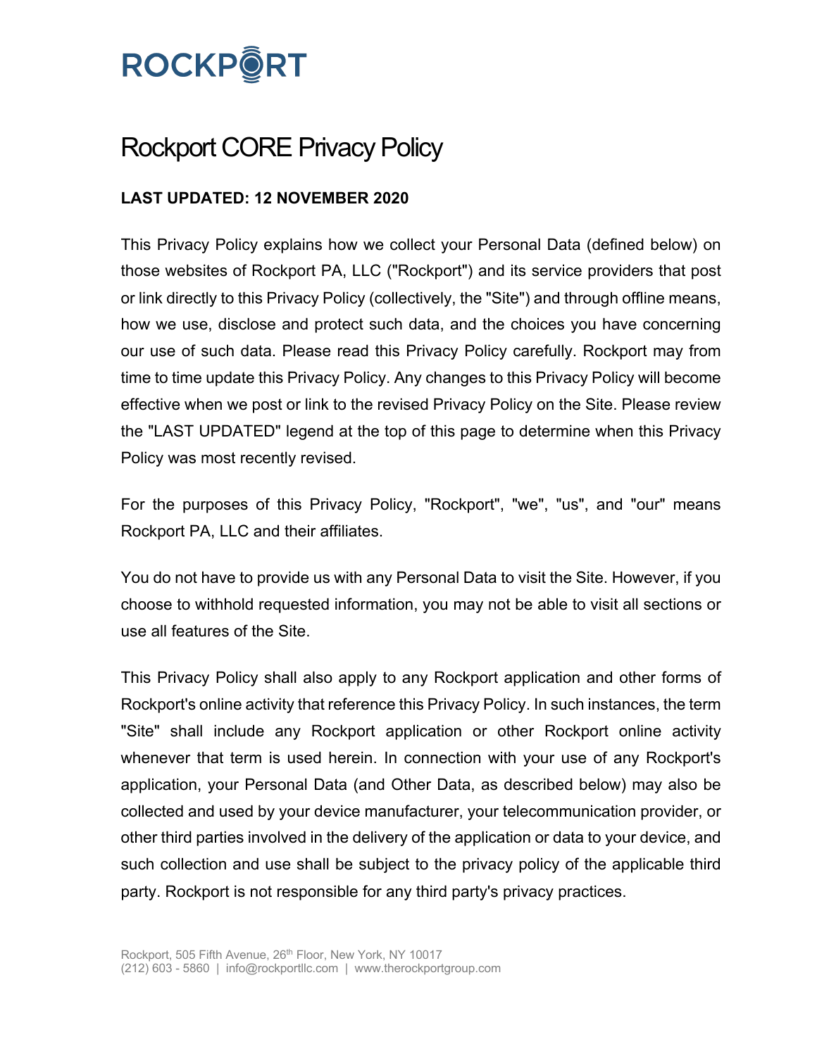ROCKPORT

# Rockport CORE Privacy Policy

**LAST UPDATED: 12 NOVEMBER 2020**

This Privacy Policy explains how we collect your Personal Data (defined below) on those websites of Rockport PA, LLC ("Rockport") and its service providers that post or link directly to this Privacy Policy (collectively, the "Site") and through offline means, how we use, disclose and protect such data, and the choices you have concerning our use of such data. Please read this Privacy Policy carefully. Rockport may from time to time update this Privacy Policy. Any changes to this Privacy Policy will become effective when we post or link to the revised Privacy Policy on the Site. Please review the "LAST UPDATED" legend at the top of this page to determine when this Privacy Policy was most recently revised.

For the purposes of this Privacy Policy, "Rockport", "we", "us", and "our" means Rockport PA, LLC and their affiliates.

You do not have to provide us with any Personal Data to visit the Site. However, if you choose to withhold requested information, you may not be able to visit all sections or use all features of the Site.

This Privacy Policy shall also apply to any Rockport application and other forms of Rockport's online activity that reference this Privacy Policy. In such instances, the term "Site" shall include any Rockport application or other Rockport online activity whenever that term is used herein. In connection with your use of any Rockport's application, your Personal Data (and Other Data, as described below) may also be collected and used by your device manufacturer, your telecommunication provider, or other third parties involved in the delivery of the application or data to your device, and such collection and use shall be subject to the privacy policy of the applicable third party. Rockport is not responsible for any third party's privacy practices.

Rockport, 505 Fifth Avenue, 26th Floor, New York, NY 10017
(212) 603 - 5860 | info@rockportllc.com | www.therockportgroup.com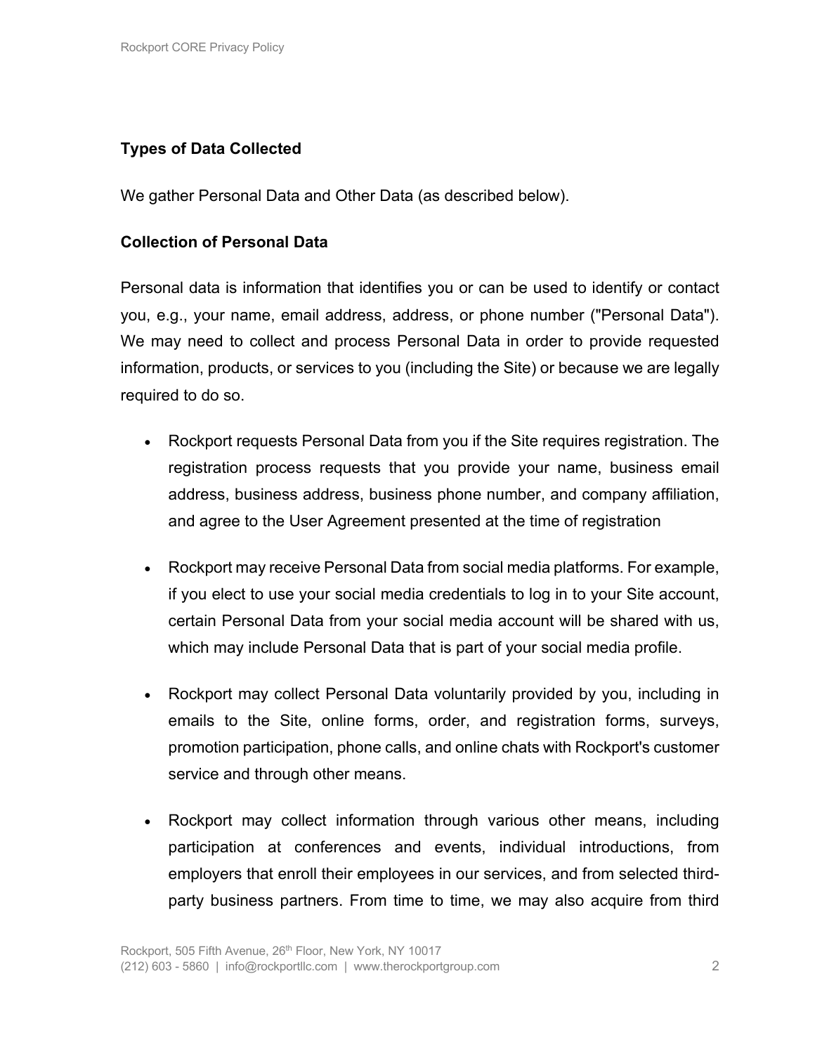**Types of Data Collected**

We gather Personal Data and Other Data (as described below).

**Collection of Personal Data**

Personal data is information that identifies you or can be used to identify or contact you, e.g., your name, email address, address, or phone number ("Personal Data"). We may need to collect and process Personal Data in order to provide requested information, products, or services to you (including the Site) or because we are legally required to do so.

- Rockport requests Personal Data from you if the Site requires registration. The registration process requests that you provide your name, business email address, business address, business phone number, and company affiliation, and agree to the User Agreement presented at the time of registration

- Rockport may receive Personal Data from social media platforms. For example, if you elect to use your social media credentials to log in to your Site account, certain Personal Data from your social media account will be shared with us, which may include Personal Data that is part of your social media profile.

- Rockport may collect Personal Data voluntarily provided by you, including in emails to the Site, online forms, order, and registration forms, surveys, promotion participation, phone calls, and online chats with Rockport's customer service and through other means.

- Rockport may collect information through various other means, including participation at conferences and events, individual introductions, from employers that enroll their employees in our services, and from selected third-party business partners. From time to time, we may also acquire from third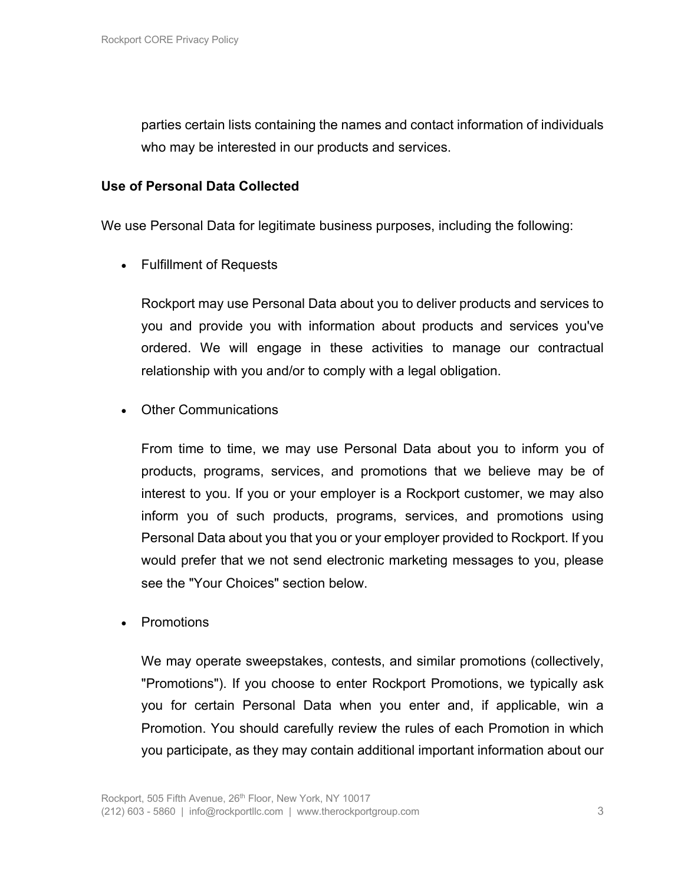parties certain lists containing the names and contact information of individuals who may be interested in our products and services.

**Use of Personal Data Collected**

We use Personal Data for legitimate business purposes, including the following:

- Fulfillment of Requests

  Rockport may use Personal Data about you to deliver products and services to you and provide you with information about products and services you've ordered. We will engage in these activities to manage our contractual relationship with you and/or to comply with a legal obligation.

- Other Communications

  From time to time, we may use Personal Data about you to inform you of products, programs, services, and promotions that we believe may be of interest to you. If you or your employer is a Rockport customer, we may also inform you of such products, programs, services, and promotions using Personal Data about you that you or your employer provided to Rockport. If you would prefer that we not send electronic marketing messages to you, please see the "Your Choices" section below.

- Promotions

  We may operate sweepstakes, contests, and similar promotions (collectively, "Promotions"). If you choose to enter Rockport Promotions, we typically ask you for certain Personal Data when you enter and, if applicable, win a Promotion. You should carefully review the rules of each Promotion in which you participate, as they may contain additional important information about our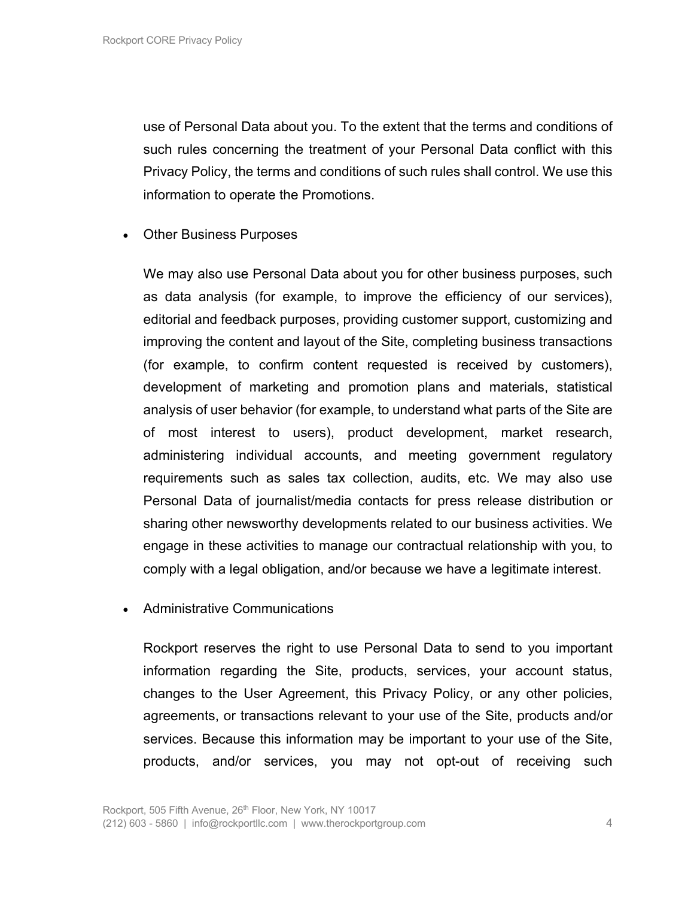use of Personal Data about you. To the extent that the terms and conditions of such rules concerning the treatment of your Personal Data conflict with this Privacy Policy, the terms and conditions of such rules shall control. We use this information to operate the Promotions.

- Other Business Purposes

  We may also use Personal Data about you for other business purposes, such as data analysis (for example, to improve the efficiency of our services), editorial and feedback purposes, providing customer support, customizing and improving the content and layout of the Site, completing business transactions (for example, to confirm content requested is received by customers), development of marketing and promotion plans and materials, statistical analysis of user behavior (for example, to understand what parts of the Site are of most interest to users), product development, market research, administering individual accounts, and meeting government regulatory requirements such as sales tax collection, audits, etc. We may also use Personal Data of journalist/media contacts for press release distribution or sharing other newsworthy developments related to our business activities. We engage in these activities to manage our contractual relationship with you, to comply with a legal obligation, and/or because we have a legitimate interest.

- Administrative Communications

  Rockport reserves the right to use Personal Data to send to you important information regarding the Site, products, services, your account status, changes to the User Agreement, this Privacy Policy, or any other policies, agreements, or transactions relevant to your use of the Site, products and/or services. Because this information may be important to your use of the Site, products, and/or services, you may not opt-out of receiving such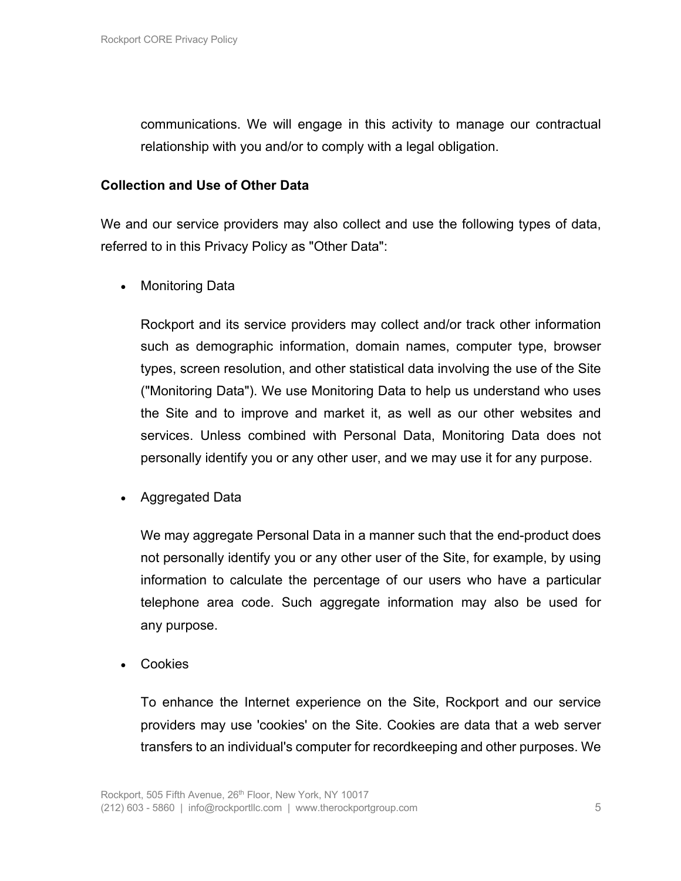communications. We will engage in this activity to manage our contractual relationship with you and/or to comply with a legal obligation.

**Collection and Use of Other Data**

We and our service providers may also collect and use the following types of data, referred to in this Privacy Policy as "Other Data":

- Monitoring Data

  Rockport and its service providers may collect and/or track other information such as demographic information, domain names, computer type, browser types, screen resolution, and other statistical data involving the use of the Site ("Monitoring Data"). We use Monitoring Data to help us understand who uses the Site and to improve and market it, as well as our other websites and services. Unless combined with Personal Data, Monitoring Data does not personally identify you or any other user, and we may use it for any purpose.

- Aggregated Data

  We may aggregate Personal Data in a manner such that the end-product does not personally identify you or any other user of the Site, for example, by using information to calculate the percentage of our users who have a particular telephone area code. Such aggregate information may also be used for any purpose.

- Cookies

  To enhance the Internet experience on the Site, Rockport and our service providers may use 'cookies' on the Site. Cookies are data that a web server transfers to an individual's computer for recordkeeping and other purposes. We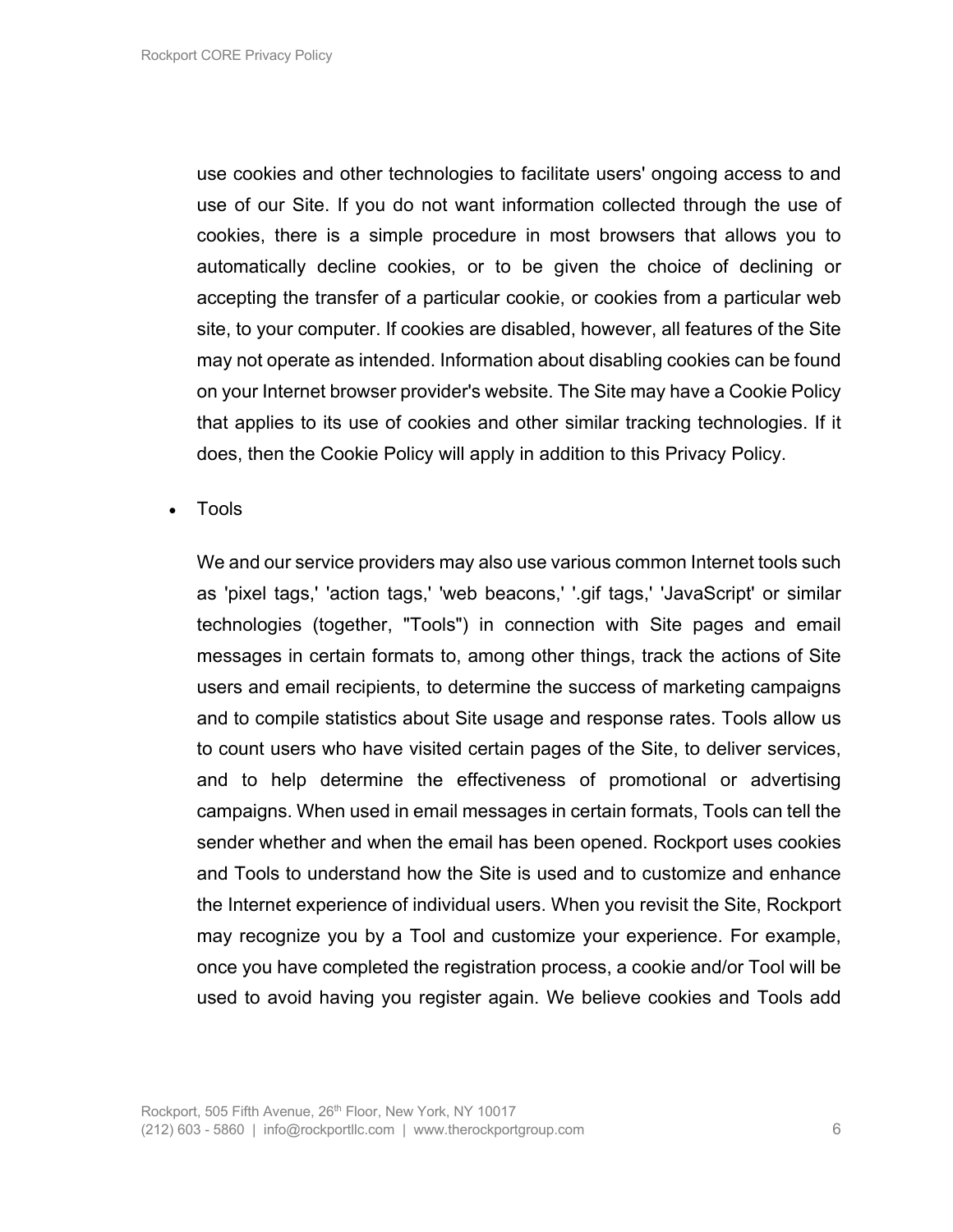use cookies and other technologies to facilitate users' ongoing access to and use of our Site. If you do not want information collected through the use of cookies, there is a simple procedure in most browsers that allows you to automatically decline cookies, or to be given the choice of declining or accepting the transfer of a particular cookie, or cookies from a particular web site, to your computer. If cookies are disabled, however, all features of the Site may not operate as intended. Information about disabling cookies can be found on your Internet browser provider's website. The Site may have a Cookie Policy that applies to its use of cookies and other similar tracking technologies. If it does, then the Cookie Policy will apply in addition to this Privacy Policy.

- Tools

  We and our service providers may also use various common Internet tools such as 'pixel tags,' 'action tags,' 'web beacons,' '.gif tags,' 'JavaScript' or similar technologies (together, "Tools") in connection with Site pages and email messages in certain formats to, among other things, track the actions of Site users and email recipients, to determine the success of marketing campaigns and to compile statistics about Site usage and response rates. Tools allow us to count users who have visited certain pages of the Site, to deliver services, and to help determine the effectiveness of promotional or advertising campaigns. When used in email messages in certain formats, Tools can tell the sender whether and when the email has been opened. Rockport uses cookies and Tools to understand how the Site is used and to customize and enhance the Internet experience of individual users. When you revisit the Site, Rockport may recognize you by a Tool and customize your experience. For example, once you have completed the registration process, a cookie and/or Tool will be used to avoid having you register again. We believe cookies and Tools add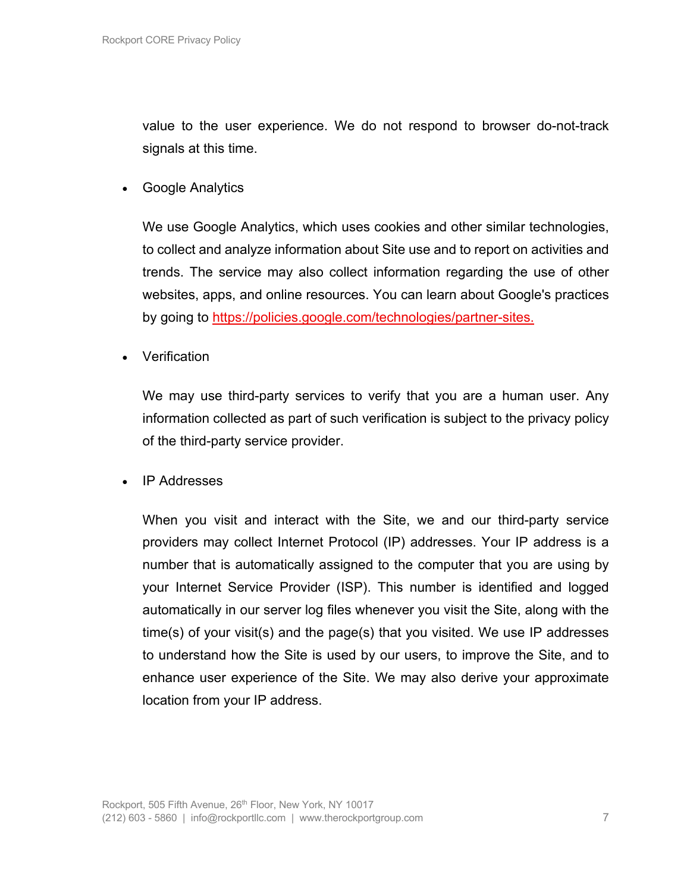value to the user experience. We do not respond to browser do-not-track signals at this time.

- Google Analytics

  We use Google Analytics, which uses cookies and other similar technologies, to collect and analyze information about Site use and to report on activities and trends. The service may also collect information regarding the use of other websites, apps, and online resources. You can learn about Google's practices by going to https://policies.google.com/technologies/partner-sites.

- Verification

  We may use third-party services to verify that you are a human user. Any information collected as part of such verification is subject to the privacy policy of the third-party service provider.

- IP Addresses

  When you visit and interact with the Site, we and our third-party service providers may collect Internet Protocol (IP) addresses. Your IP address is a number that is automatically assigned to the computer that you are using by your Internet Service Provider (ISP). This number is identified and logged automatically in our server log files whenever you visit the Site, along with the time(s) of your visit(s) and the page(s) that you visited. We use IP addresses to understand how the Site is used by our users, to improve the Site, and to enhance user experience of the Site. We may also derive your approximate location from your IP address.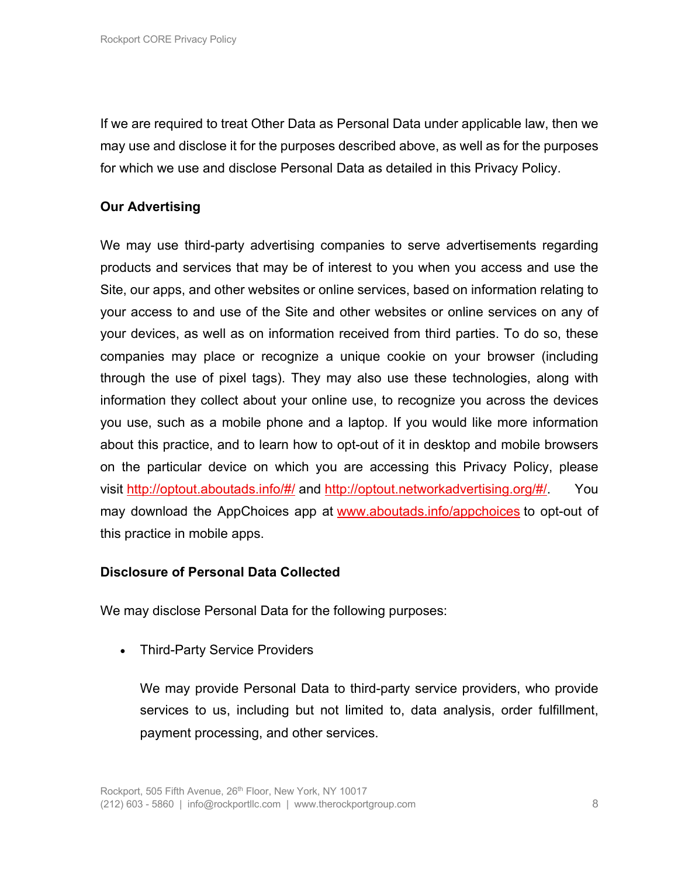If we are required to treat Other Data as Personal Data under applicable law, then we may use and disclose it for the purposes described above, as well as for the purposes for which we use and disclose Personal Data as detailed in this Privacy Policy.

**Our Advertising**

We may use third-party advertising companies to serve advertisements regarding products and services that may be of interest to you when you access and use the Site, our apps, and other websites or online services, based on information relating to your access to and use of the Site and other websites or online services on any of your devices, as well as on information received from third parties. To do so, these companies may place or recognize a unique cookie on your browser (including through the use of pixel tags). They may also use these technologies, along with information they collect about your online use, to recognize you across the devices you use, such as a mobile phone and a laptop. If you would like more information about this practice, and to learn how to opt-out of it in desktop and mobile browsers on the particular device on which you are accessing this Privacy Policy, please visit http://optout.aboutads.info/#/ and http://optout.networkadvertising.org/#/. You may download the AppChoices app at www.aboutads.info/appchoices to opt-out of this practice in mobile apps.

**Disclosure of Personal Data Collected**

We may disclose Personal Data for the following purposes:

- Third-Party Service Providers

  We may provide Personal Data to third-party service providers, who provide services to us, including but not limited to, data analysis, order fulfillment, payment processing, and other services.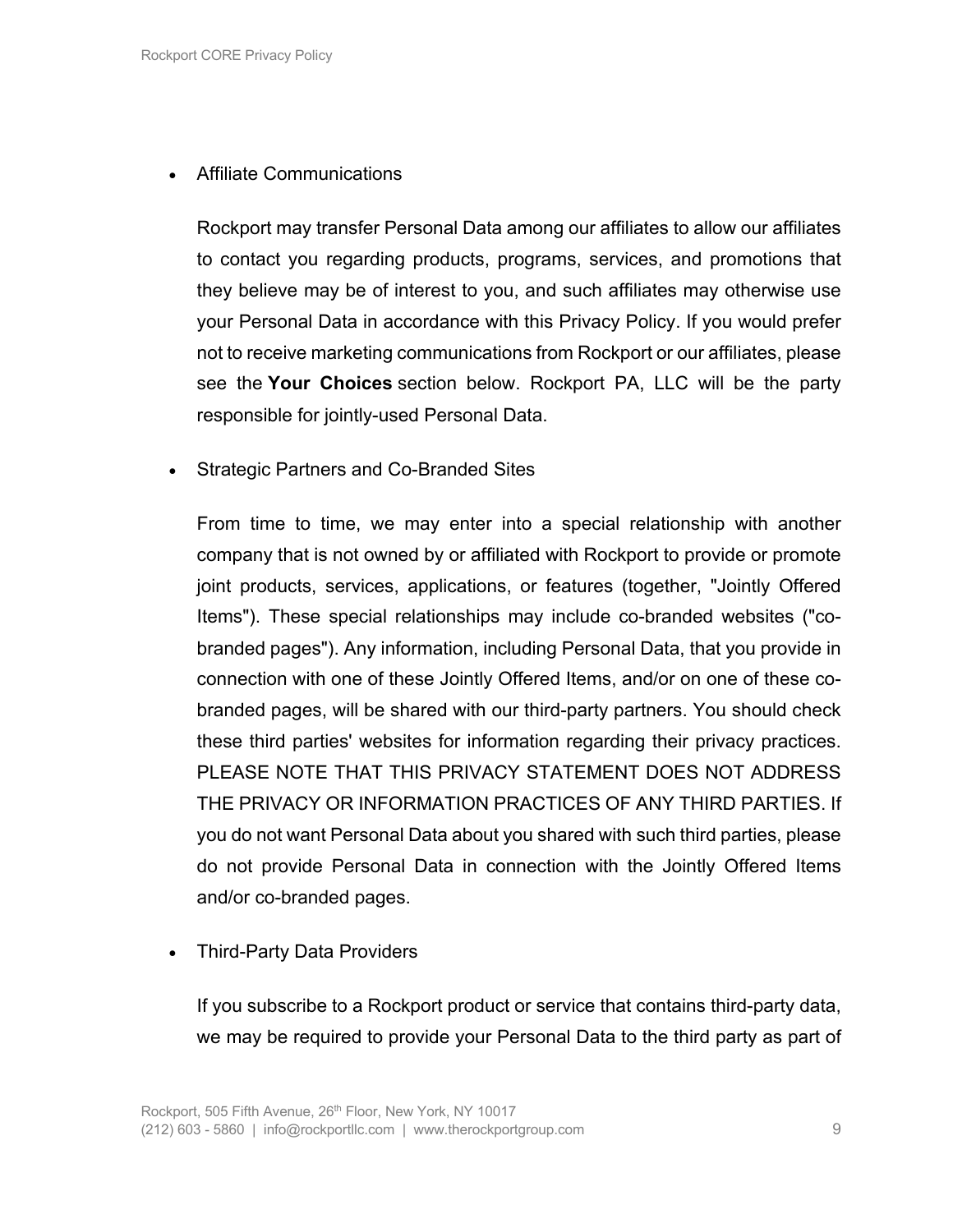- Affiliate Communications

  Rockport may transfer Personal Data among our affiliates to allow our affiliates to contact you regarding products, programs, services, and promotions that they believe may be of interest to you, and such affiliates may otherwise use your Personal Data in accordance with this Privacy Policy. If you would prefer not to receive marketing communications from Rockport or our affiliates, please see the **Your Choices** section below. Rockport PA, LLC will be the party responsible for jointly-used Personal Data.

- Strategic Partners and Co-Branded Sites

  From time to time, we may enter into a special relationship with another company that is not owned by or affiliated with Rockport to provide or promote joint products, services, applications, or features (together, "Jointly Offered Items"). These special relationships may include co-branded websites ("co-branded pages"). Any information, including Personal Data, that you provide in connection with one of these Jointly Offered Items, and/or on one of these co-branded pages, will be shared with our third-party partners. You should check these third parties' websites for information regarding their privacy practices. PLEASE NOTE THAT THIS PRIVACY STATEMENT DOES NOT ADDRESS THE PRIVACY OR INFORMATION PRACTICES OF ANY THIRD PARTIES. If you do not want Personal Data about you shared with such third parties, please do not provide Personal Data in connection with the Jointly Offered Items and/or co-branded pages.

- Third-Party Data Providers

  If you subscribe to a Rockport product or service that contains third-party data, we may be required to provide your Personal Data to the third party as part of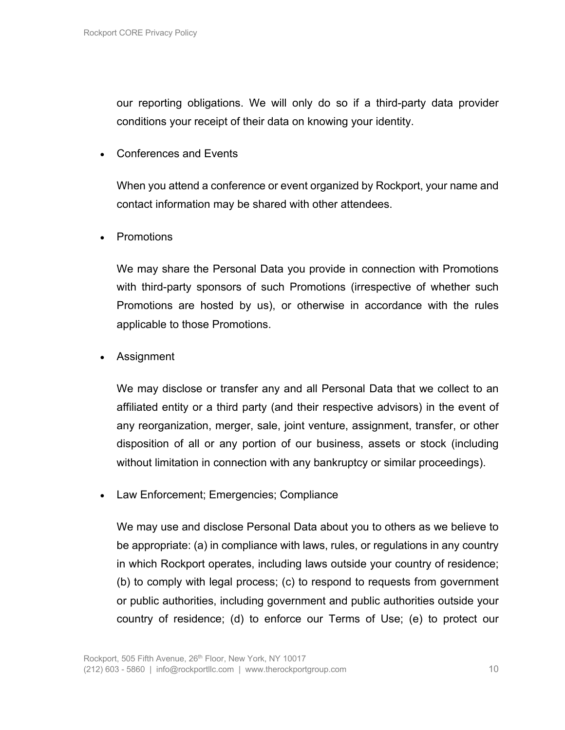our reporting obligations. We will only do so if a third-party data provider conditions your receipt of their data on knowing your identity.

- Conferences and Events

  When you attend a conference or event organized by Rockport, your name and contact information may be shared with other attendees.

- Promotions

  We may share the Personal Data you provide in connection with Promotions with third-party sponsors of such Promotions (irrespective of whether such Promotions are hosted by us), or otherwise in accordance with the rules applicable to those Promotions.

- Assignment

  We may disclose or transfer any and all Personal Data that we collect to an affiliated entity or a third party (and their respective advisors) in the event of any reorganization, merger, sale, joint venture, assignment, transfer, or other disposition of all or any portion of our business, assets or stock (including without limitation in connection with any bankruptcy or similar proceedings).

- Law Enforcement; Emergencies; Compliance

  We may use and disclose Personal Data about you to others as we believe to be appropriate: (a) in compliance with laws, rules, or regulations in any country in which Rockport operates, including laws outside your country of residence; (b) to comply with legal process; (c) to respond to requests from government or public authorities, including government and public authorities outside your country of residence; (d) to enforce our Terms of Use; (e) to protect our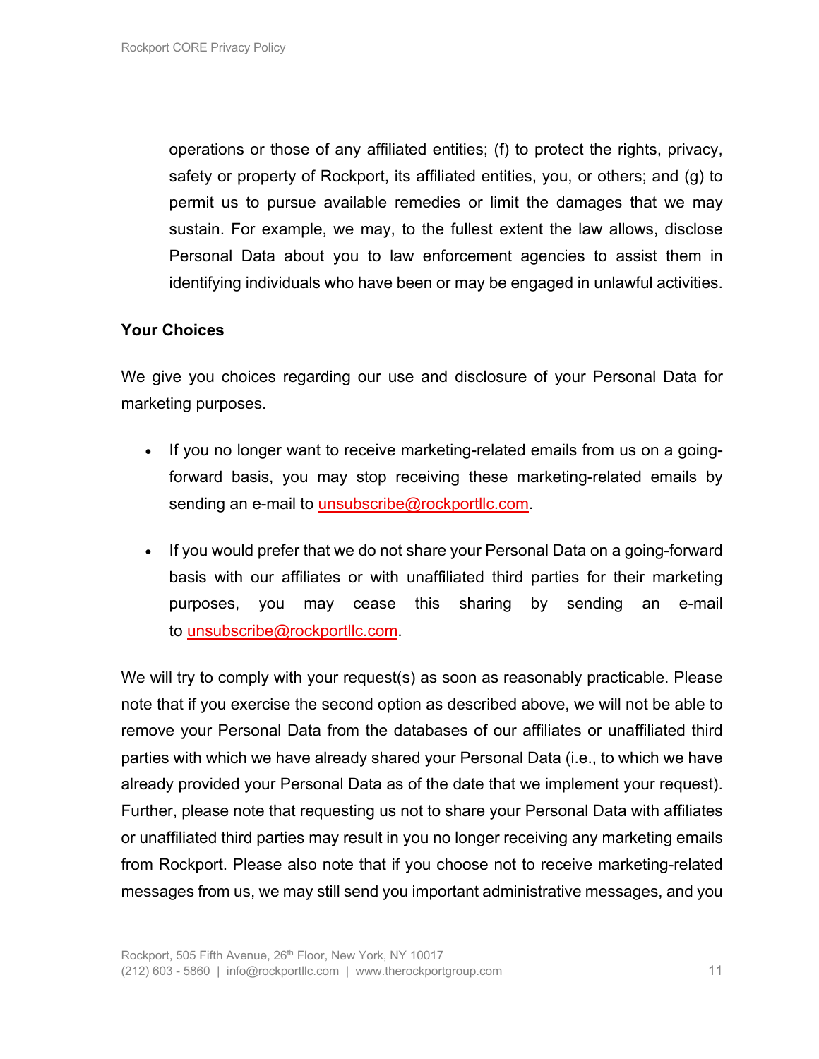operations or those of any affiliated entities; (f) to protect the rights, privacy, safety or property of Rockport, its affiliated entities, you, or others; and (g) to permit us to pursue available remedies or limit the damages that we may sustain. For example, we may, to the fullest extent the law allows, disclose Personal Data about you to law enforcement agencies to assist them in identifying individuals who have been or may be engaged in unlawful activities.

**Your Choices**

We give you choices regarding our use and disclosure of your Personal Data for marketing purposes.

- If you no longer want to receive marketing-related emails from us on a going-forward basis, you may stop receiving these marketing-related emails by sending an e-mail to unsubscribe@rockportllc.com.

- If you would prefer that we do not share your Personal Data on a going-forward basis with our affiliates or with unaffiliated third parties for their marketing purposes, you may cease this sharing by sending an e-mail to unsubscribe@rockportllc.com.

We will try to comply with your request(s) as soon as reasonably practicable. Please note that if you exercise the second option as described above, we will not be able to remove your Personal Data from the databases of our affiliates or unaffiliated third parties with which we have already shared your Personal Data (i.e., to which we have already provided your Personal Data as of the date that we implement your request). Further, please note that requesting us not to share your Personal Data with affiliates or unaffiliated third parties may result in you no longer receiving any marketing emails from Rockport. Please also note that if you choose not to receive marketing-related messages from us, we may still send you important administrative messages, and you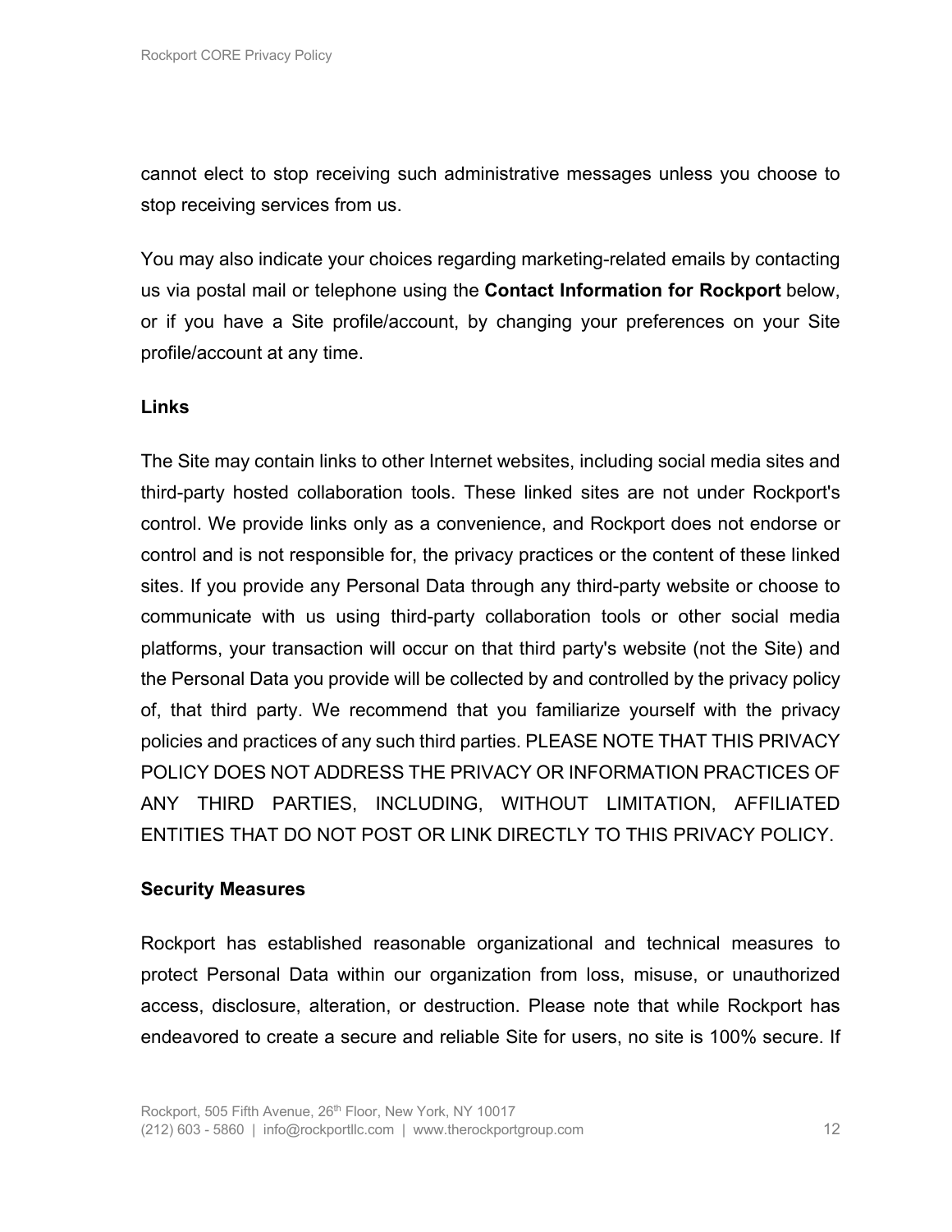cannot elect to stop receiving such administrative messages unless you choose to stop receiving services from us.

You may also indicate your choices regarding marketing-related emails by contacting us via postal mail or telephone using the **Contact Information for Rockport** below, or if you have a Site profile/account, by changing your preferences on your Site profile/account at any time.

**Links**

The Site may contain links to other Internet websites, including social media sites and third-party hosted collaboration tools. These linked sites are not under Rockport's control. We provide links only as a convenience, and Rockport does not endorse or control and is not responsible for, the privacy practices or the content of these linked sites. If you provide any Personal Data through any third-party website or choose to communicate with us using third-party collaboration tools or other social media platforms, your transaction will occur on that third party's website (not the Site) and the Personal Data you provide will be collected by and controlled by the privacy policy of, that third party. We recommend that you familiarize yourself with the privacy policies and practices of any such third parties. PLEASE NOTE THAT THIS PRIVACY POLICY DOES NOT ADDRESS THE PRIVACY OR INFORMATION PRACTICES OF ANY THIRD PARTIES, INCLUDING, WITHOUT LIMITATION, AFFILIATED ENTITIES THAT DO NOT POST OR LINK DIRECTLY TO THIS PRIVACY POLICY.

**Security Measures**

Rockport has established reasonable organizational and technical measures to protect Personal Data within our organization from loss, misuse, or unauthorized access, disclosure, alteration, or destruction. Please note that while Rockport has endeavored to create a secure and reliable Site for users, no site is 100% secure. If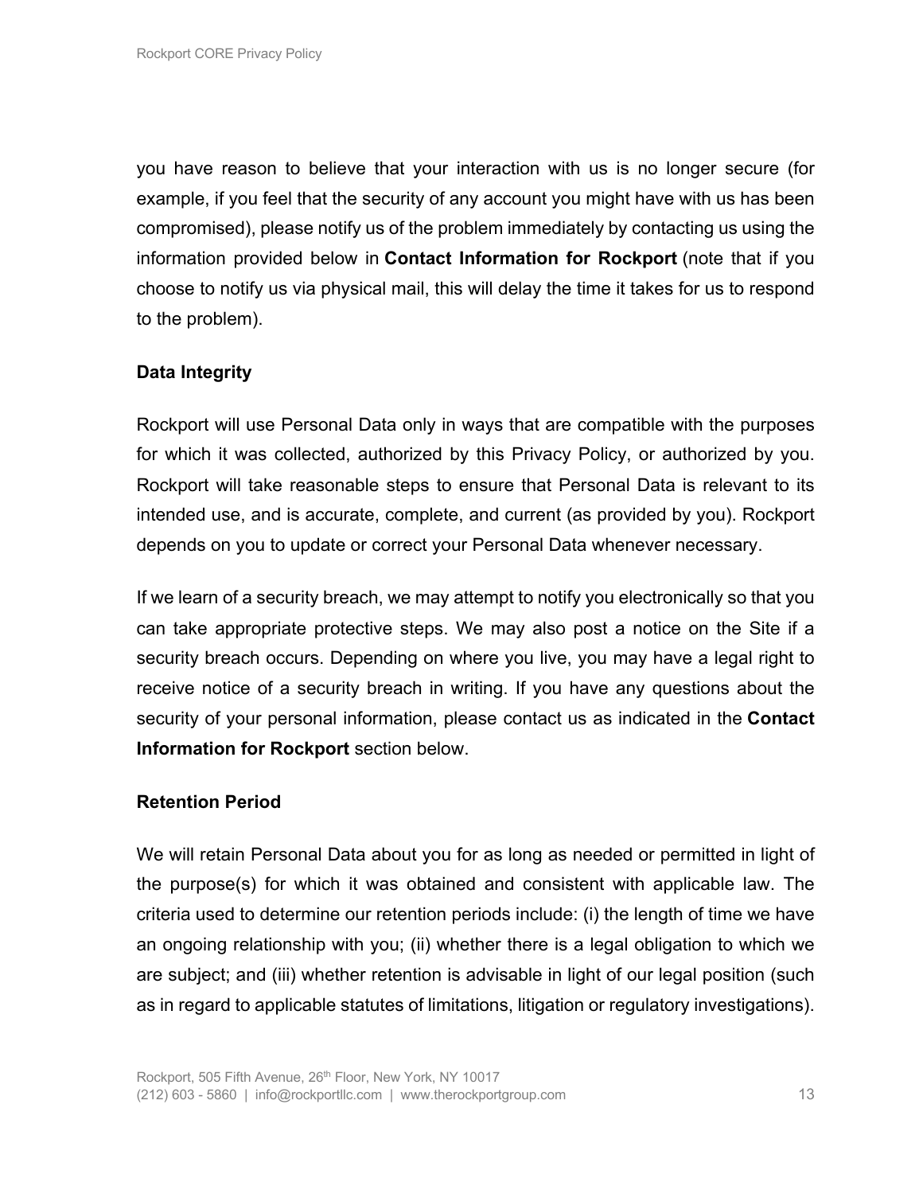you have reason to believe that your interaction with us is no longer secure (for example, if you feel that the security of any account you might have with us has been compromised), please notify us of the problem immediately by contacting us using the information provided below in **Contact Information for Rockport** (note that if you choose to notify us via physical mail, this will delay the time it takes for us to respond to the problem).

**Data Integrity**

Rockport will use Personal Data only in ways that are compatible with the purposes for which it was collected, authorized by this Privacy Policy, or authorized by you. Rockport will take reasonable steps to ensure that Personal Data is relevant to its intended use, and is accurate, complete, and current (as provided by you). Rockport depends on you to update or correct your Personal Data whenever necessary.

If we learn of a security breach, we may attempt to notify you electronically so that you can take appropriate protective steps. We may also post a notice on the Site if a security breach occurs. Depending on where you live, you may have a legal right to receive notice of a security breach in writing. If you have any questions about the security of your personal information, please contact us as indicated in the **Contact Information for Rockport** section below.

**Retention Period**

We will retain Personal Data about you for as long as needed or permitted in light of the purpose(s) for which it was obtained and consistent with applicable law. The criteria used to determine our retention periods include: (i) the length of time we have an ongoing relationship with you; (ii) whether there is a legal obligation to which we are subject; and (iii) whether retention is advisable in light of our legal position (such as in regard to applicable statutes of limitations, litigation or regulatory investigations).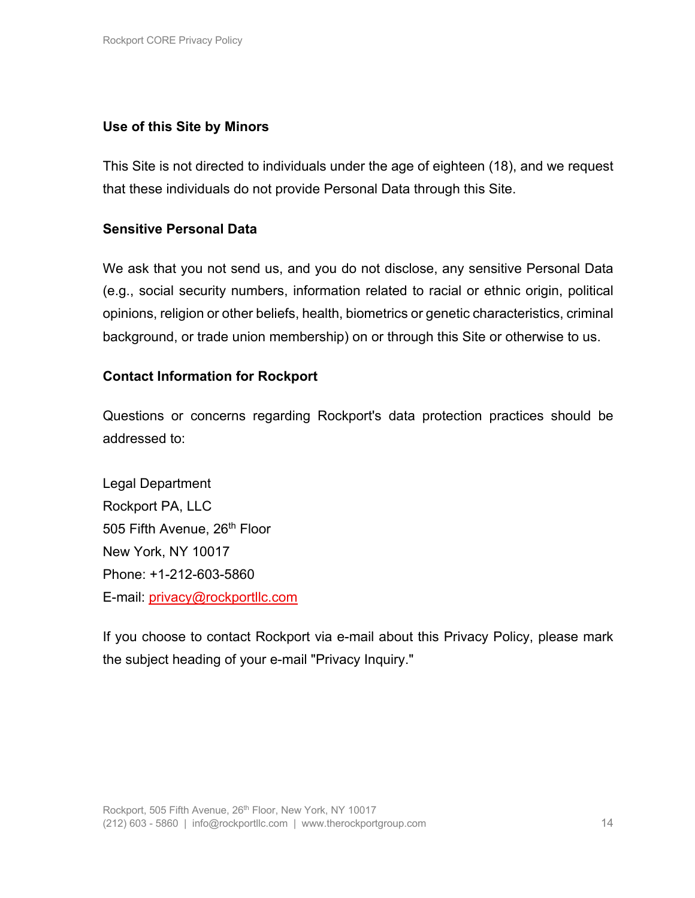**Use of this Site by Minors**

This Site is not directed to individuals under the age of eighteen (18), and we request that these individuals do not provide Personal Data through this Site.

**Sensitive Personal Data**

We ask that you not send us, and you do not disclose, any sensitive Personal Data (e.g., social security numbers, information related to racial or ethnic origin, political opinions, religion or other beliefs, health, biometrics or genetic characteristics, criminal background, or trade union membership) on or through this Site or otherwise to us.

**Contact Information for Rockport**

Questions or concerns regarding Rockport's data protection practices should be addressed to:

Legal Department
Rockport PA, LLC
505 Fifth Avenue, 26th Floor
New York, NY 10017
Phone: +1-212-603-5860
E-mail: privacy@rockportllc.com

If you choose to contact Rockport via e-mail about this Privacy Policy, please mark the subject heading of your e-mail "Privacy Inquiry."